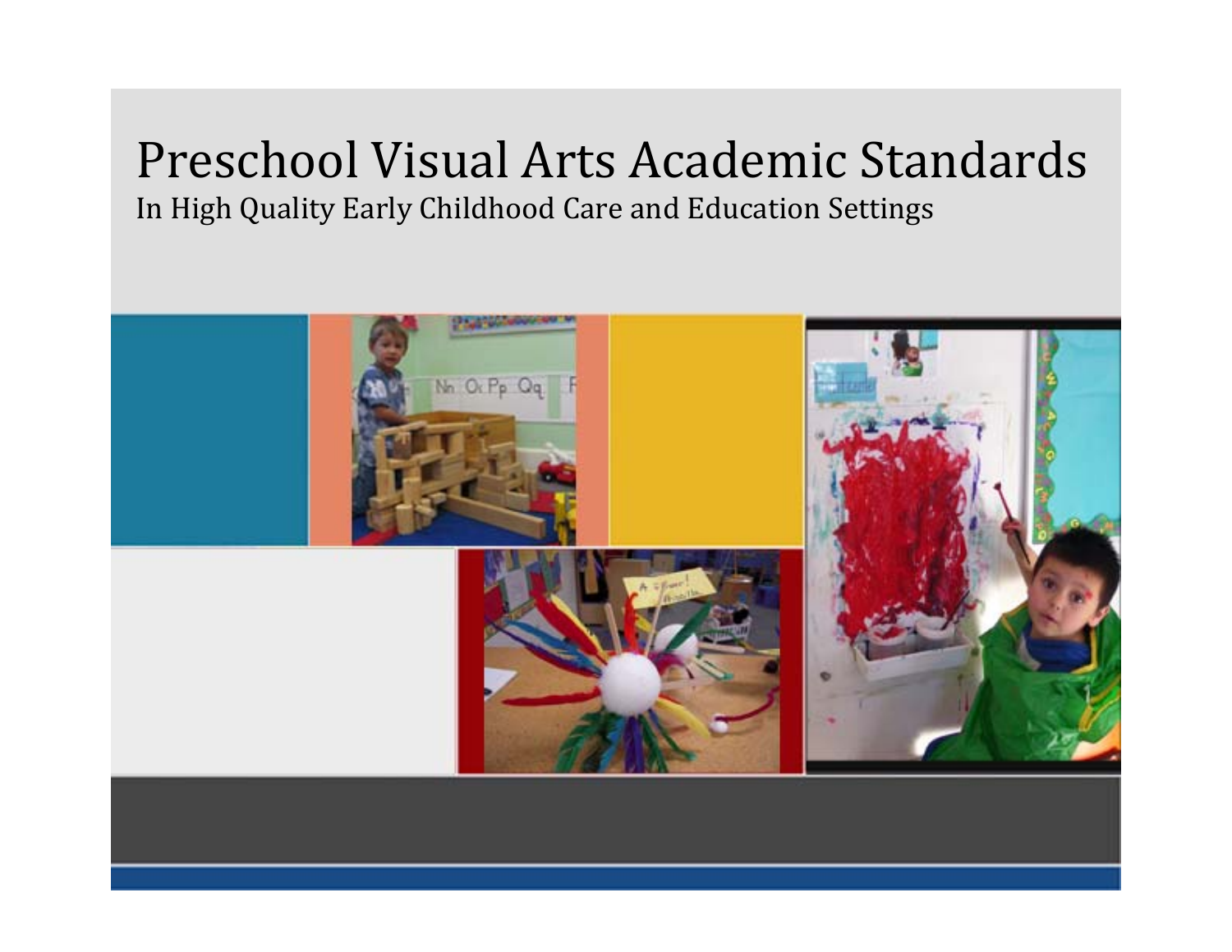# Preschool Visual Arts Academic Standards

In High Quality Early Childhood Care and Education Settings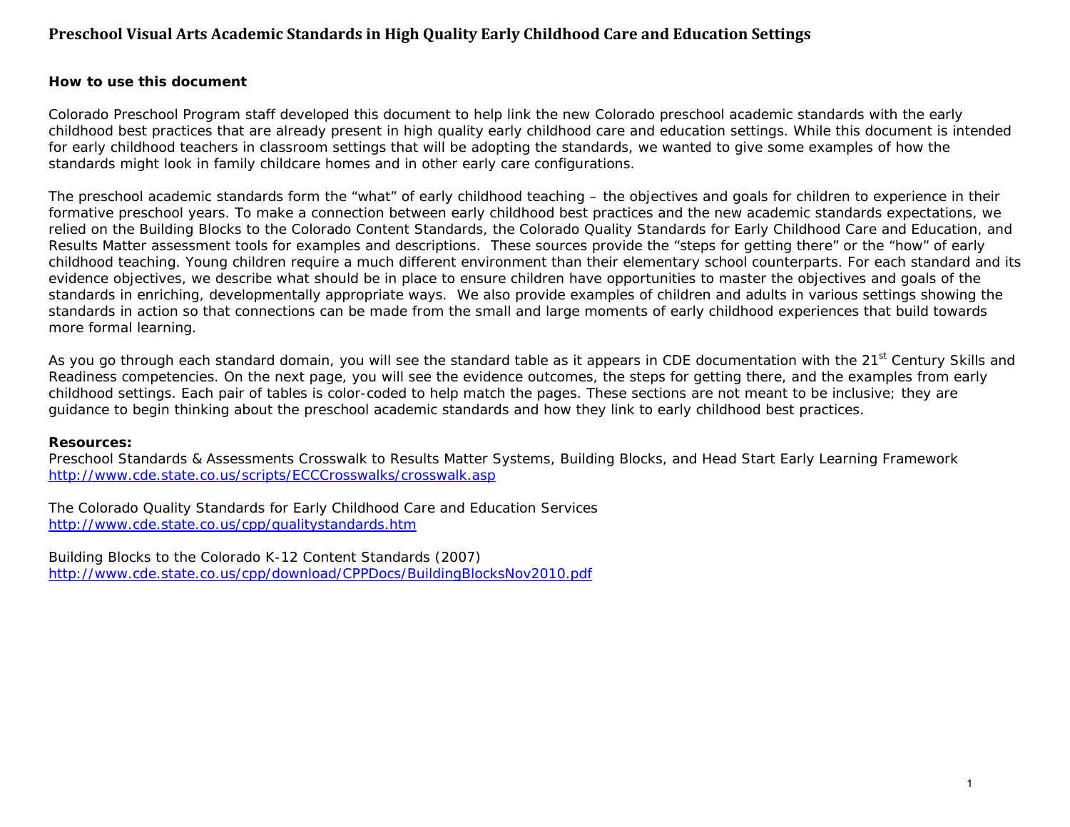# Preschool Visual Arts Academic Standards in High Quality Early Childhood Care and Education Settings

**How to use this document**

Colorado Preschool Program staff developed this document to help link the new Colorado preschool academic standards with the early childhood best practices that are already present in high quality early childhood care and education settings. While this document is intended for early childhood teachers in classroom settings that will be adopting the standards, we wanted to give some examples of how the standards might look in family childcare homes and in other early care configurations.

The preschool academic standards form the "what" of early childhood teaching – the objectives and goals for children to experience in their formative preschool years. To make a connection between early childhood best practices and the new academic standards expectations, we relied on the Building Blocks to the Colorado Content Standards, the Colorado Quality Standards for Early Childhood Care and Education, and Results Matter assessment tools for examples and descriptions. These sources provide the "steps for getting there" or the "how" of early childhood teaching. Young children require a much different environment than their elementary school counterparts. For each standard and its evidence objectives, we describe what should be in place to ensure children have opportunities to master the objectives and goals of the standards in enriching, developmentally appropriate ways. We also provide examples of children and adults in various settings showing the standards in action so that connections can be made from the small and large moments of early childhood experiences that build towards more formal learning.

As you go through each standard domain, you will see the standard table as it appears in CDE documentation with the 21st Century Skills and Readiness competencies. On the next page, you will see the evidence outcomes, the steps for getting there, and the examples from early childhood settings. Each pair of tables is color-coded to help match the pages. These sections are not meant to be inclusive; they are guidance to begin thinking about the preschool academic standards and how they link to early childhood best practices.

**Resources:**

Preschool Standards & Assessments Crosswalk to Results Matter Systems, Building Blocks, and Head Start Early Learning Framework
http://www.cde.state.co.us/scripts/ECCCrosswalks/crosswalk.asp

The Colorado Quality Standards for Early Childhood Care and Education Services
http://www.cde.state.co.us/cpp/qualitystandards.htm

Building Blocks to the Colorado K-12 Content Standards (2007)
http://www.cde.state.co.us/cpp/download/CPPDocs/BuildingBlocksNov2010.pdf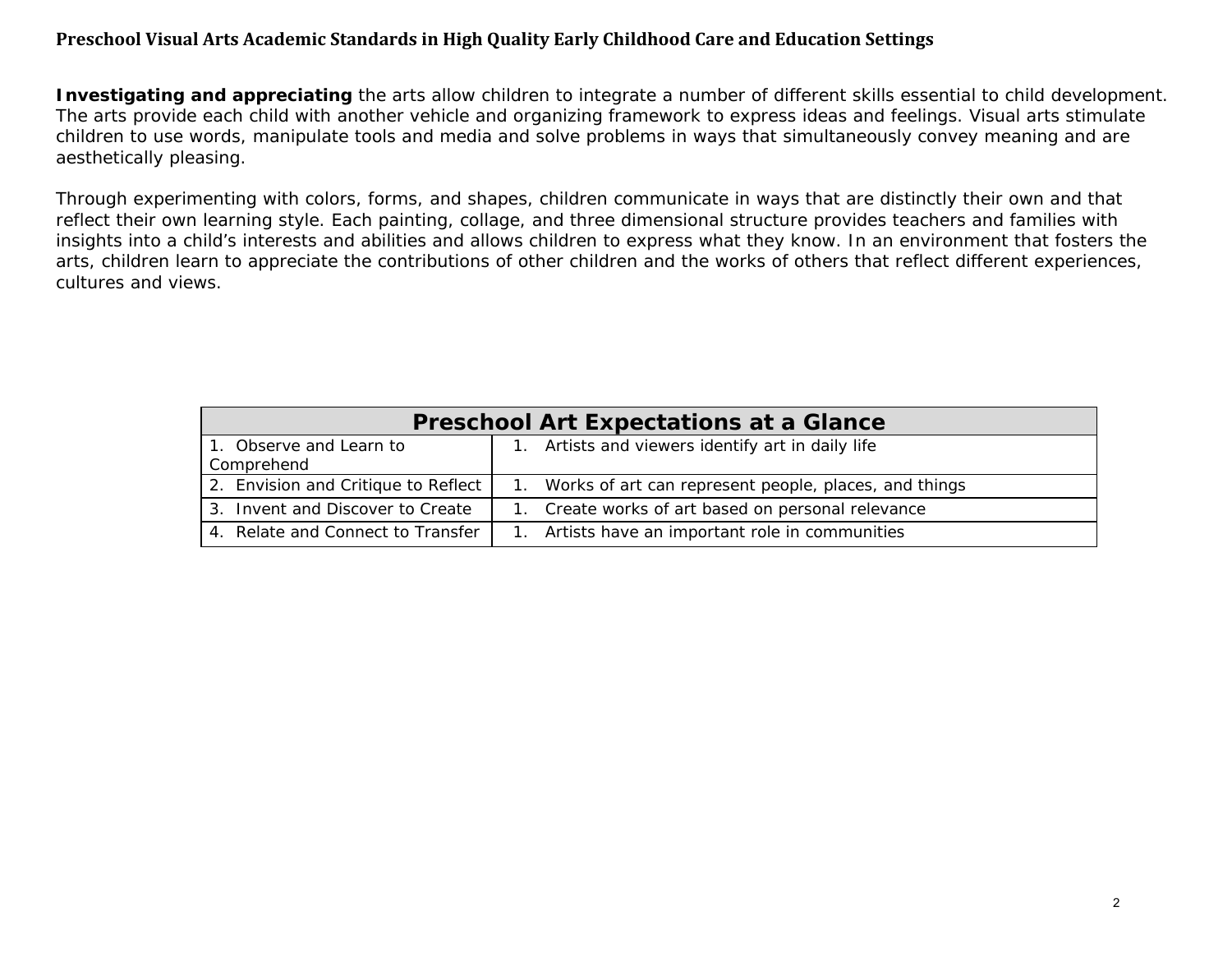# Preschool Visual Arts Academic Standards in High Quality Early Childhood Care and Education Settings

**Investigating and appreciating** the arts allow children to integrate a number of different skills essential to child development. The arts provide each child with another vehicle and organizing framework to express ideas and feelings. Visual arts stimulate children to use words, manipulate tools and media and solve problems in ways that simultaneously convey meaning and are aesthetically pleasing.

Through experimenting with colors, forms, and shapes, children communicate in ways that are distinctly their own and that reflect their own learning style. Each painting, collage, and three dimensional structure provides teachers and families with insights into a child's interests and abilities and allows children to express what they know. In an environment that fosters the arts, children learn to appreciate the contributions of other children and the works of others that reflect different experiences, cultures and views.

| Preschool Art Expectations at a Glance | |
|---|---|
| 1. Observe and Learn to Comprehend | 1. Artists and viewers identify art in daily life |
| 2. Envision and Critique to Reflect | 1. Works of art can represent people, places, and things |
| 3. Invent and Discover to Create | 1. Create works of art based on personal relevance |
| 4. Relate and Connect to Transfer | 1. Artists have an important role in communities |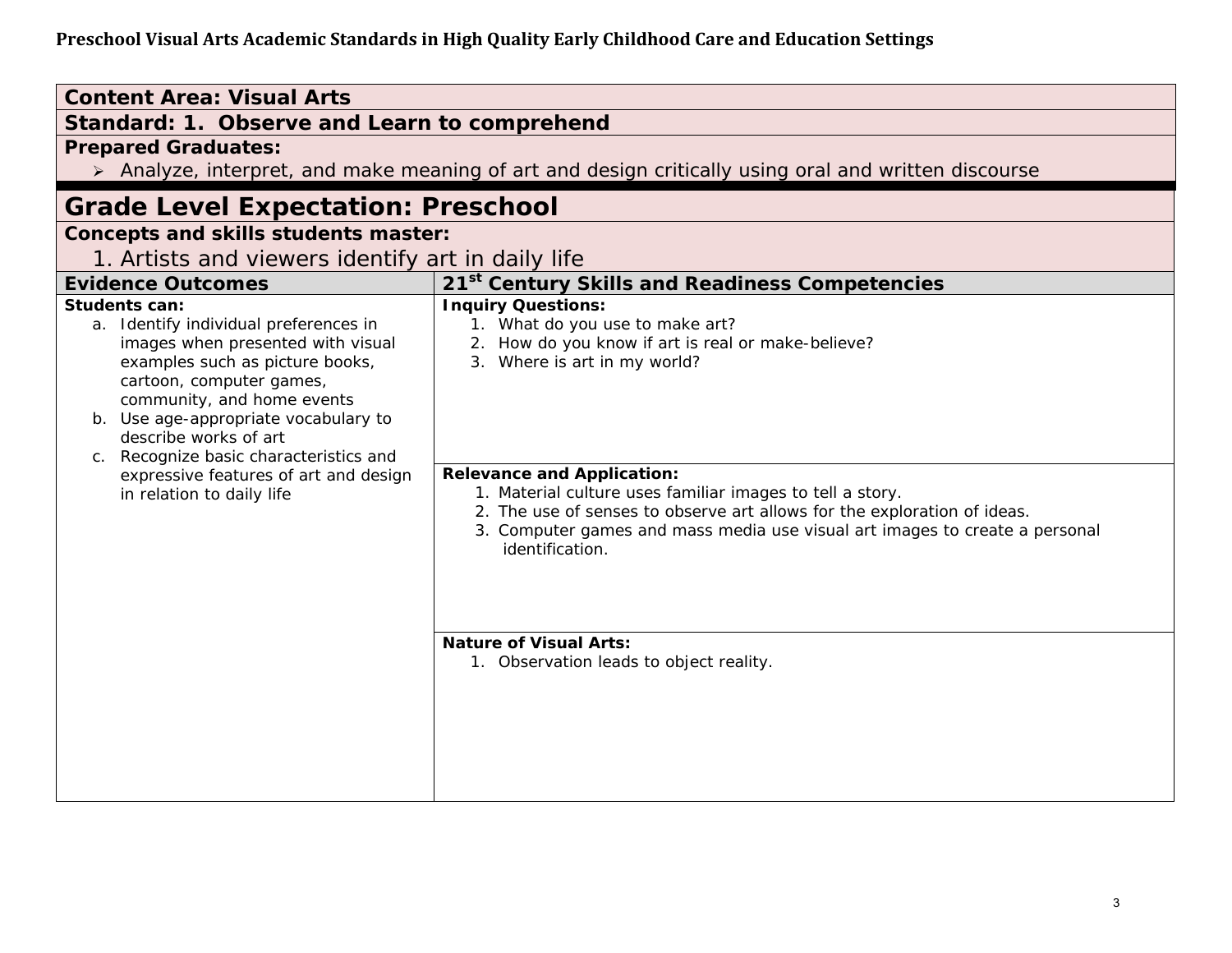**Preschool Visual Arts Academic Standards in High Quality Early Childhood Care and Education Settings**

**Content Area: Visual Arts**

**Standard: 1. Observe and Learn to comprehend**

**Prepared Graduates:**

- Analyze, interpret, and make meaning of art and design critically using oral and written discourse

## Grade Level Expectation: Preschool

**Concepts and skills students master:**

1. Artists and viewers identify art in daily life

| Evidence Outcomes | 21st Century Skills and Readiness Competencies |
|---|---|
| **Students can:**<br>a. Identify individual preferences in images when presented with visual examples such as picture books, cartoon, computer games, community, and home events<br>b. Use age-appropriate vocabulary to describe works of art<br>c. Recognize basic characteristics and expressive features of art and design in relation to daily life | **Inquiry Questions:**<br>1. What do you use to make art?<br>2. How do you know if art is real or make-believe?<br>3. Where is art in my world?<br><br>**Relevance and Application:**<br>1. Material culture uses familiar images to tell a story.<br>2. The use of senses to observe art allows for the exploration of ideas.<br>3. Computer games and mass media use visual art images to create a personal identification.<br><br>**Nature of Visual Arts:**<br>1. Observation leads to object reality. |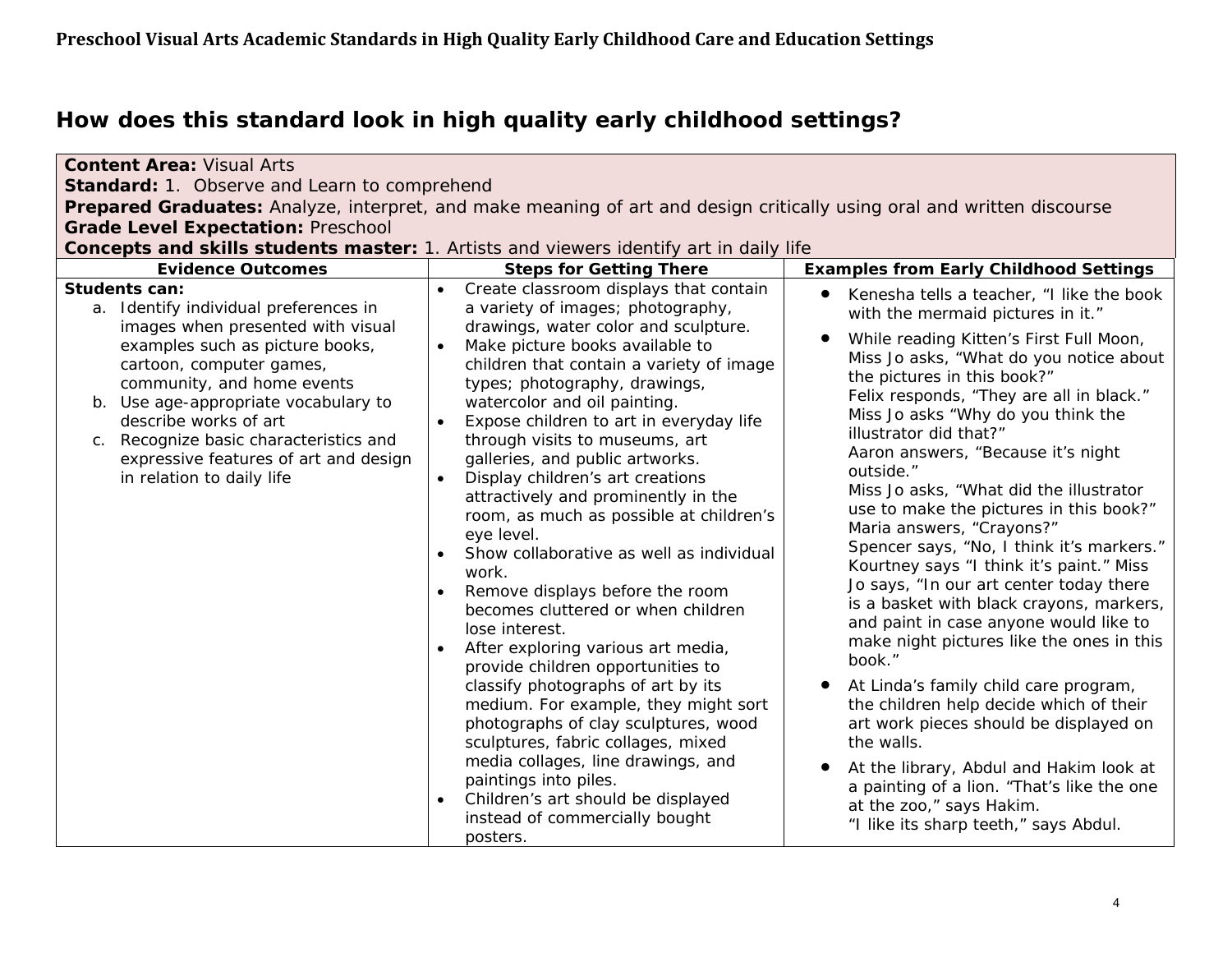## How does this standard look in high quality early childhood settings?

**Content Area:** Visual Arts
**Standard:** 1. Observe and Learn to comprehend
**Prepared Graduates:** Analyze, interpret, and make meaning of art and design critically using oral and written discourse
**Grade Level Expectation:** Preschool
**Concepts and skills students master:** 1. Artists and viewers identify art in daily life

| Evidence Outcomes | Steps for Getting There | Examples from Early Childhood Settings |
| --- | --- | --- |
| **Students can:**<br>a. Identify individual preferences in images when presented with visual examples such as picture books, cartoon, computer games, community, and home events<br>b. Use age-appropriate vocabulary to describe works of art<br>c. Recognize basic characteristics and expressive features of art and design in relation to daily life | • Create classroom displays that contain a variety of images; photography, drawings, water color and sculpture.<br>• Make picture books available to children that contain a variety of image types; photography, drawings, watercolor and oil painting.<br>• Expose children to art in everyday life through visits to museums, art galleries, and public artworks.<br>• Display children's art creations attractively and prominently in the room, as much as possible at children's eye level.<br>• Show collaborative as well as individual work.<br>• Remove displays before the room becomes cluttered or when children lose interest.<br>• After exploring various art media, provide children opportunities to classify photographs of art by its medium. For example, they might sort photographs of clay sculptures, wood sculptures, fabric collages, mixed media collages, line drawings, and paintings into piles.<br>• Children's art should be displayed instead of commercially bought posters. | • Kenesha tells a teacher, "I like the book with the mermaid pictures in it."<br>• While reading Kitten's First Full Moon, Miss Jo asks, "What do you notice about the pictures in this book?"<br>Felix responds, "They are all in black."<br>Miss Jo asks "Why do you think the illustrator did that?"<br>Aaron answers, "Because it's night outside."<br>Miss Jo asks, "What did the illustrator use to make the pictures in this book?"<br>Maria answers, "Crayons?"<br>Spencer says, "No, I think it's markers."<br>Kourtney says "I think it's paint." Miss Jo says, "In our art center today there is a basket with black crayons, markers, and paint in case anyone would like to make night pictures like the ones in this book."<br>• At Linda's family child care program, the children help decide which of their art work pieces should be displayed on the walls.<br>• At the library, Abdul and Hakim look at a painting of a lion. "That's like the one at the zoo," says Hakim.<br>"I like its sharp teeth," says Abdul. |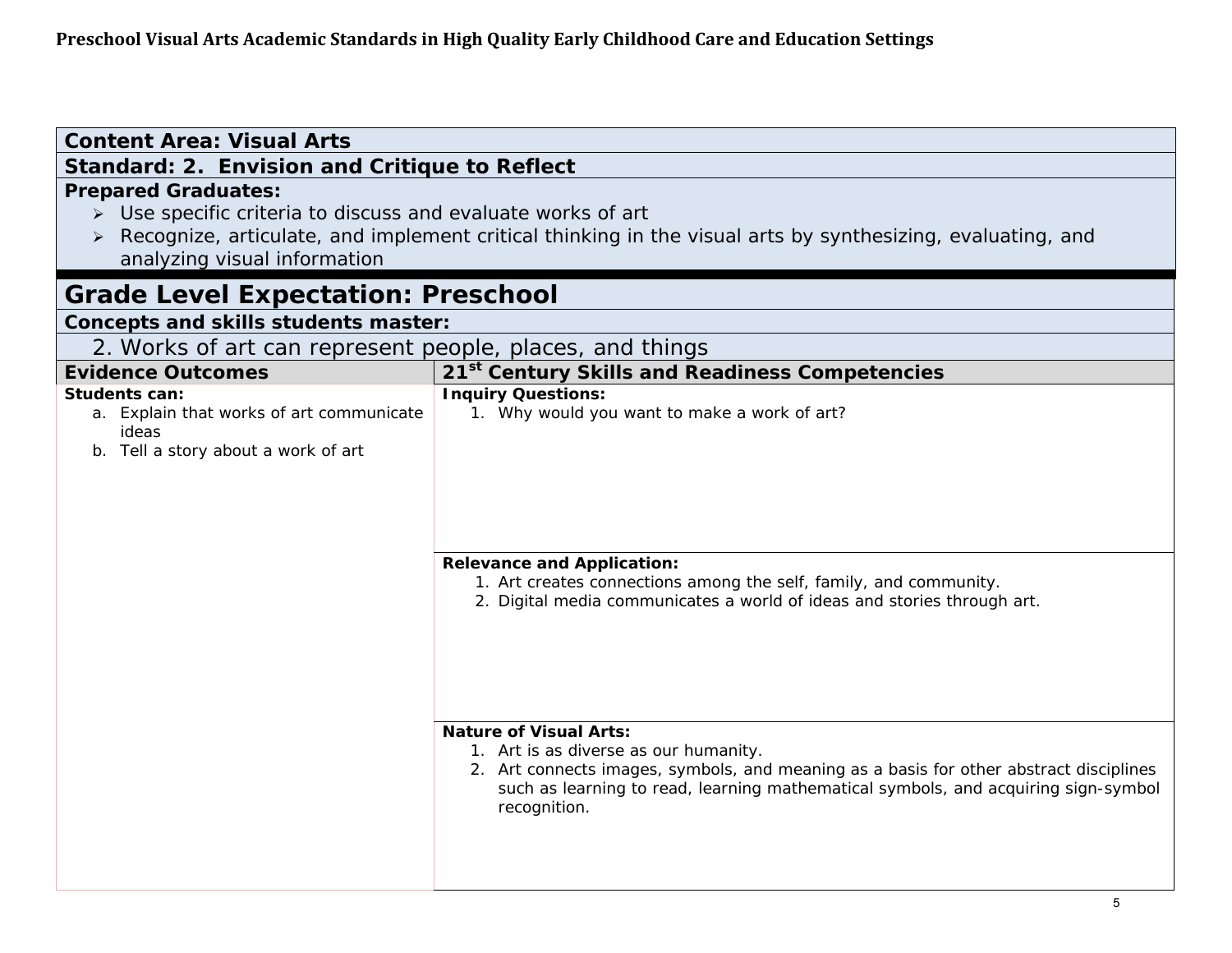**Preschool Visual Arts Academic Standards in High Quality Early Childhood Care and Education Settings**

**Content Area: Visual Arts**

**Standard: 2. Envision and Critique to Reflect**

**Prepared Graduates:**

- Use specific criteria to discuss and evaluate works of art
- Recognize, articulate, and implement critical thinking in the visual arts by synthesizing, evaluating, and analyzing visual information

## Grade Level Expectation: Preschool

**Concepts and skills students master:**

2. Works of art can represent people, places, and things

| Evidence Outcomes | 21st Century Skills and Readiness Competencies |
|---|---|
| **Students can:**<br>a. Explain that works of art communicate ideas<br>b. Tell a story about a work of art | **Inquiry Questions:**<br>1. Why would you want to make a work of art? |
| | **Relevance and Application:**<br>1. Art creates connections among the self, family, and community.<br>2. Digital media communicates a world of ideas and stories through art. |
| | **Nature of Visual Arts:**<br>1. Art is as diverse as our humanity.<br>2. Art connects images, symbols, and meaning as a basis for other abstract disciplines such as learning to read, learning mathematical symbols, and acquiring sign-symbol recognition. |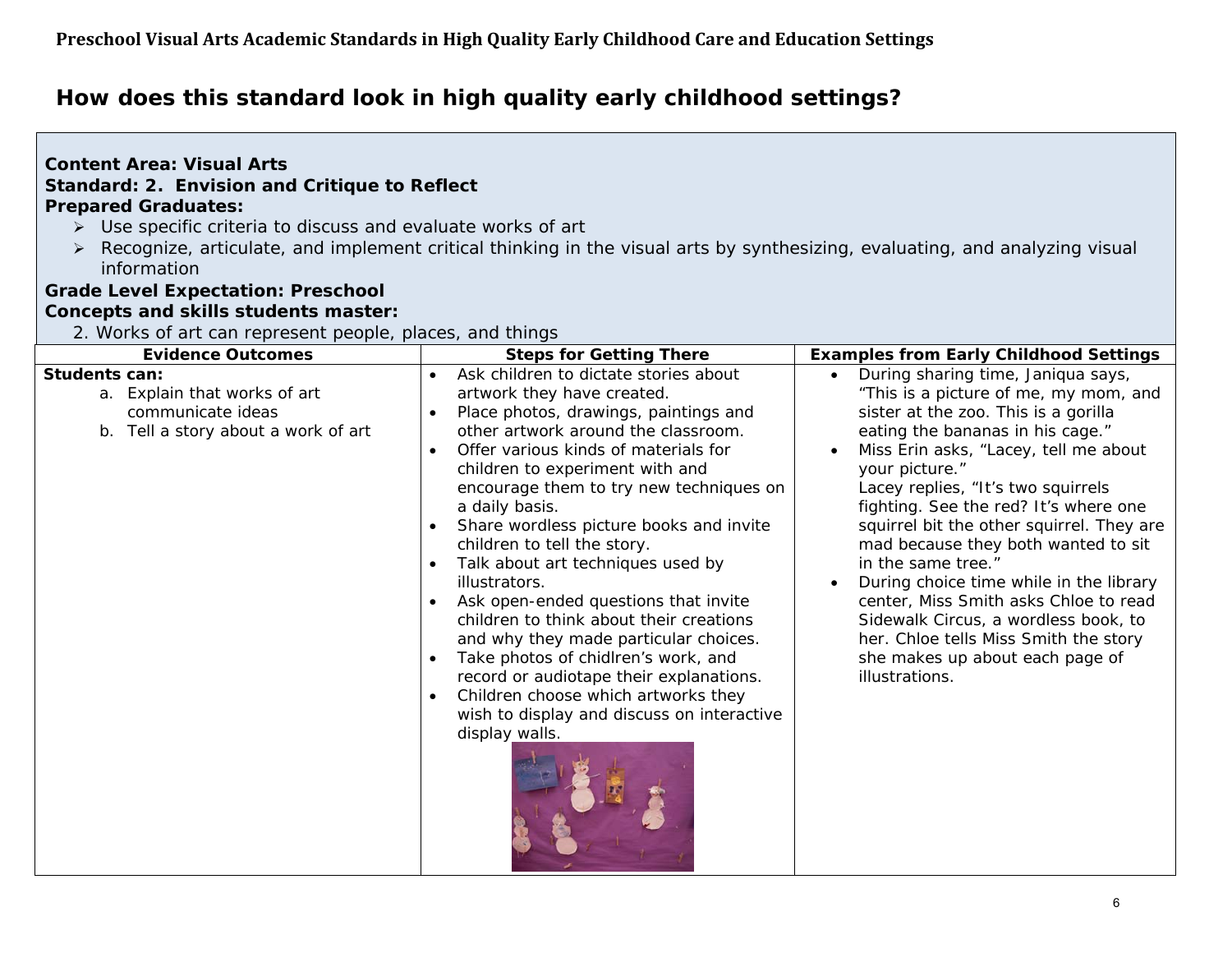**Preschool Visual Arts Academic Standards in High Quality Early Childhood Care and Education Settings**

# How does this standard look in high quality early childhood settings?

**Content Area: Visual Arts**
**Standard: 2. Envision and Critique to Reflect**
**Prepared Graduates:**

- Use specific criteria to discuss and evaluate works of art
- Recognize, articulate, and implement critical thinking in the visual arts by synthesizing, evaluating, and analyzing visual information

**Grade Level Expectation: Preschool**
**Concepts and skills students master:**

2. Works of art can represent people, places, and things

| Evidence Outcomes | Steps for Getting There | Examples from Early Childhood Settings |
|---|---|---|
| **Students can:**<br>a. Explain that works of art communicate ideas<br>b. Tell a story about a work of art | • Ask children to dictate stories about artwork they have created.<br>• Place photos, drawings, paintings and other artwork around the classroom.<br>• Offer various kinds of materials for children to experiment with and encourage them to try new techniques on a daily basis.<br>• Share wordless picture books and invite children to tell the story.<br>• Talk about art techniques used by illustrators.<br>• Ask open-ended questions that invite children to think about their creations and why they made particular choices.<br>• Take photos of chidlren's work, and record or audiotape their explanations.<br>• Children choose which artworks they wish to display and discuss on interactive display walls. | • During sharing time, Janiqua says, "This is a picture of me, my mom, and sister at the zoo. This is a gorilla eating the bananas in his cage."<br>• Miss Erin asks, "Lacey, tell me about your picture." Lacey replies, "It's two squirrels fighting. See the red? It's where one squirrel bit the other squirrel. They are mad because they both wanted to sit in the same tree."<br>• During choice time while in the library center, Miss Smith asks Chloe to read Sidewalk Circus, a wordless book, to her. Chloe tells Miss Smith the story she makes up about each page of illustrations. |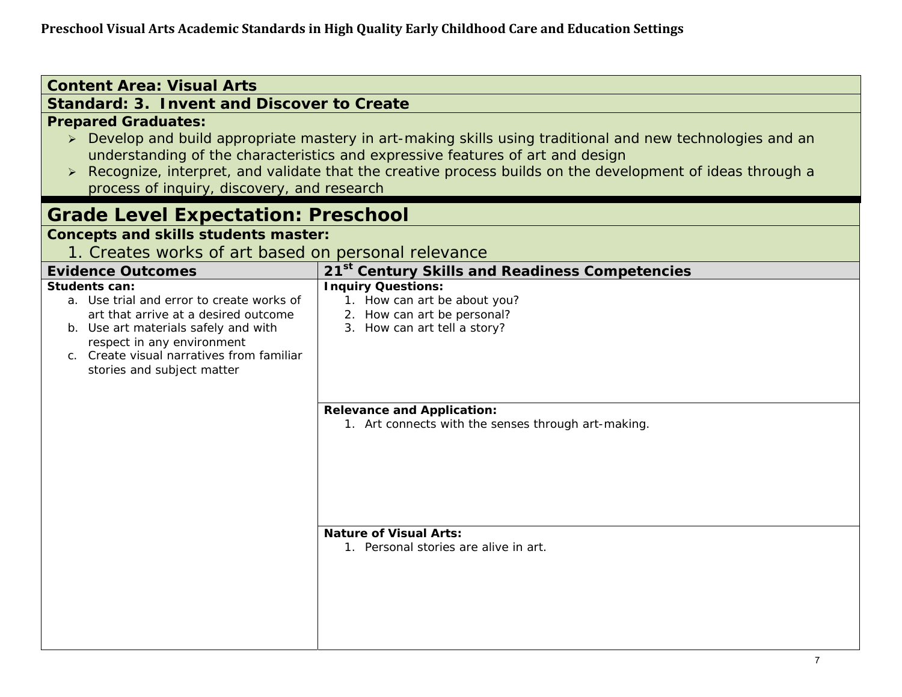**Preschool Visual Arts Academic Standards in High Quality Early Childhood Care and Education Settings**

**Content Area: Visual Arts**

**Standard: 3. Invent and Discover to Create**

**Prepared Graduates:**

- Develop and build appropriate mastery in art-making skills using traditional and new technologies and an understanding of the characteristics and expressive features of art and design
- Recognize, interpret, and validate that the creative process builds on the development of ideas through a process of inquiry, discovery, and research

## Grade Level Expectation: Preschool

**Concepts and skills students master:**

1. Creates works of art based on personal relevance

| Evidence Outcomes | 21st Century Skills and Readiness Competencies |
| --- | --- |
| **Students can:**<br>a. Use trial and error to create works of art that arrive at a desired outcome<br>b. Use art materials safely and with respect in any environment<br>c. Create visual narratives from familiar stories and subject matter | **Inquiry Questions:**<br>1. How can art be about you?<br>2. How can art be personal?<br>3. How can art tell a story? |
| | **Relevance and Application:**<br>1. Art connects with the senses through art-making. |
| | **Nature of Visual Arts:**<br>1. Personal stories are alive in art. |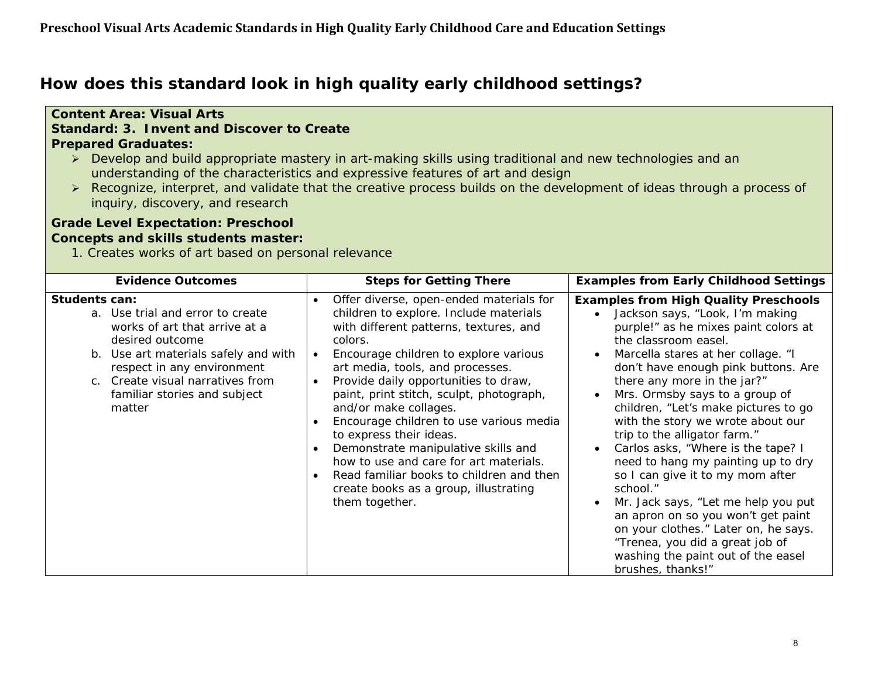## How does this standard look in high quality early childhood settings?

**Content Area: Visual Arts**
**Standard: 3. Invent and Discover to Create**
**Prepared Graduates:**

- Develop and build appropriate mastery in art-making skills using traditional and new technologies and an understanding of the characteristics and expressive features of art and design
- Recognize, interpret, and validate that the creative process builds on the development of ideas through a process of inquiry, discovery, and research

**Grade Level Expectation: Preschool**
**Concepts and skills students master:**

1. Creates works of art based on personal relevance

| Evidence Outcomes | Steps for Getting There | Examples from Early Childhood Settings |
|---|---|---|
| **Students can:**<br>a. Use trial and error to create works of art that arrive at a desired outcome<br>b. Use art materials safely and with respect in any environment<br>c. Create visual narratives from familiar stories and subject matter | • Offer diverse, open-ended materials for children to explore. Include materials with different patterns, textures, and colors.<br>• Encourage children to explore various art media, tools, and processes.<br>• Provide daily opportunities to draw, paint, print stitch, sculpt, photograph, and/or make collages.<br>• Encourage children to use various media to express their ideas.<br>• Demonstrate manipulative skills and how to use and care for art materials.<br>• Read familiar books to children and then create books as a group, illustrating them together. | **Examples from High Quality Preschools**<br>• Jackson says, "Look, I'm making purple!" as he mixes paint colors at the classroom easel.<br>• Marcella stares at her collage. "I don't have enough pink buttons. Are there any more in the jar?"<br>• Mrs. Ormsby says to a group of children, "Let's make pictures to go with the story we wrote about our trip to the alligator farm."<br>• Carlos asks, "Where is the tape? I need to hang my painting up to dry so I can give it to my mom after school."<br>• Mr. Jack says, "Let me help you put an apron on so you won't get paint on your clothes." Later on, he says. "Trenea, you did a great job of washing the paint out of the easel brushes, thanks!" |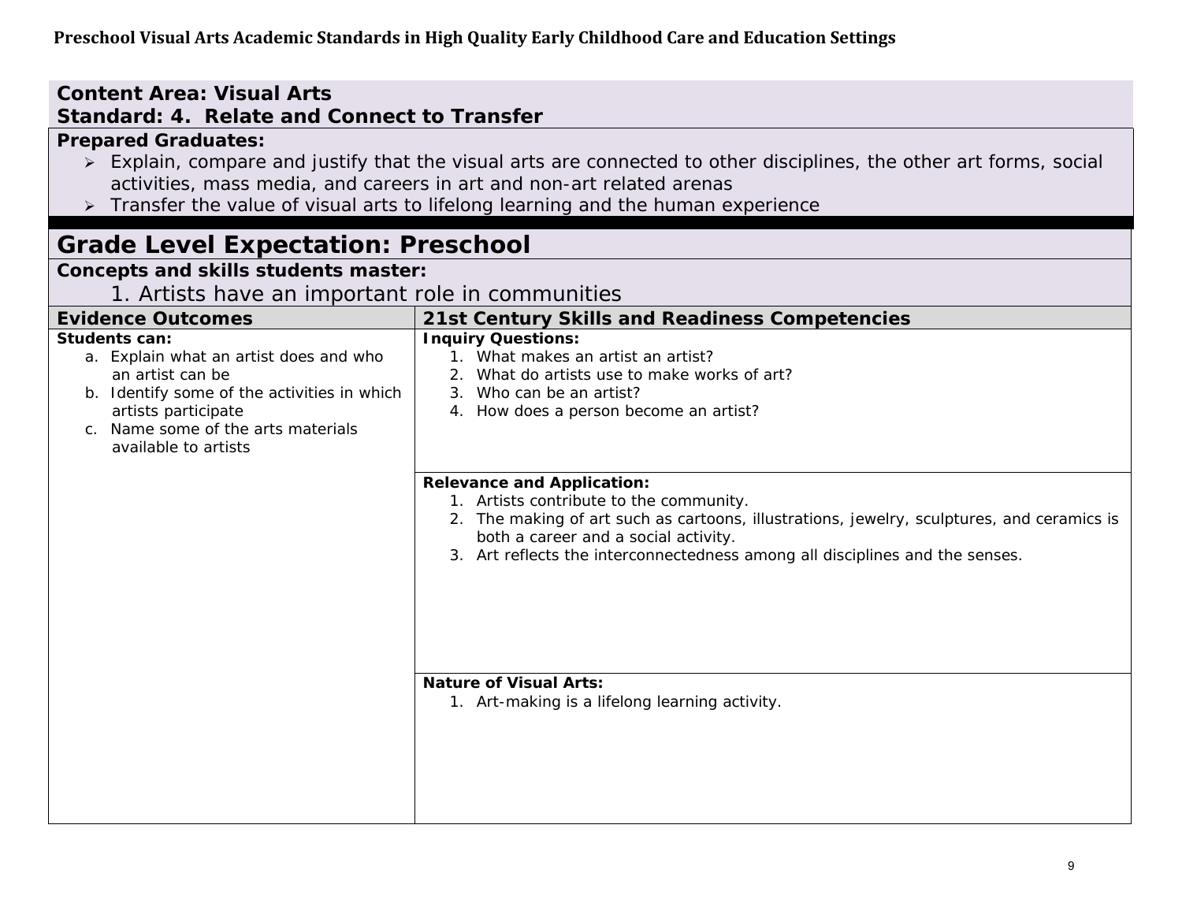Preschool Visual Arts Academic Standards in High Quality Early Childhood Care and Education Settings

**Content Area: Visual Arts**
**Standard: 4. Relate and Connect to Transfer**

**Prepared Graduates:**

- Explain, compare and justify that the visual arts are connected to other disciplines, the other art forms, social activities, mass media, and careers in art and non-art related arenas
- Transfer the value of visual arts to lifelong learning and the human experience

## Grade Level Expectation: Preschool

**Concepts and skills students master:**

1. Artists have an important role in communities

| Evidence Outcomes | 21st Century Skills and Readiness Competencies |
|---|---|
| **Students can:**<br>a. Explain what an artist does and who an artist can be<br>b. Identify some of the activities in which artists participate<br>c. Name some of the arts materials available to artists | **Inquiry Questions:**<br>1. What makes an artist an artist?<br>2. What do artists use to make works of art?<br>3. Who can be an artist?<br>4. How does a person become an artist? |
| | **Relevance and Application:**<br>1. Artists contribute to the community.<br>2. The making of art such as cartoons, illustrations, jewelry, sculptures, and ceramics is both a career and a social activity.<br>3. Art reflects the interconnectedness among all disciplines and the senses. |
| | **Nature of Visual Arts:**<br>1. Art-making is a lifelong learning activity. |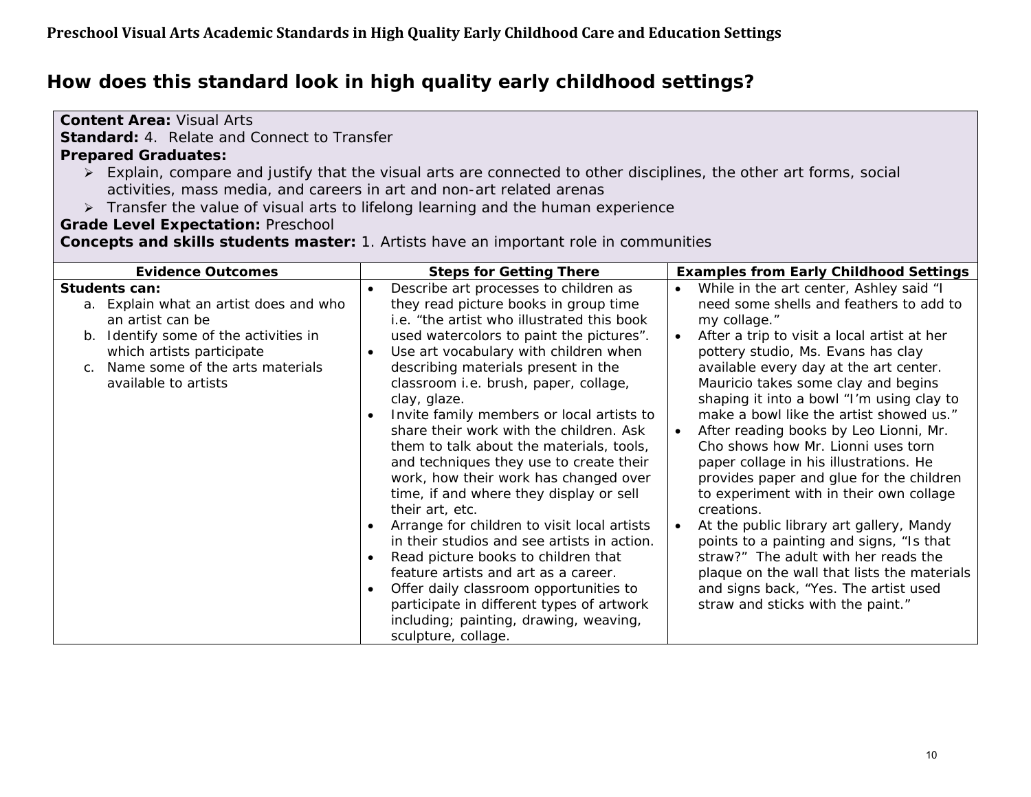**Preschool Visual Arts Academic Standards in High Quality Early Childhood Care and Education Settings**

# How does this standard look in high quality early childhood settings?

**Content Area:** Visual Arts
**Standard:** 4. Relate and Connect to Transfer
**Prepared Graduates:**

- Explain, compare and justify that the visual arts are connected to other disciplines, the other art forms, social activities, mass media, and careers in art and non-art related arenas
- Transfer the value of visual arts to lifelong learning and the human experience

**Grade Level Expectation:** Preschool
**Concepts and skills students master:** 1. Artists have an important role in communities

| Evidence Outcomes | Steps for Getting There | Examples from Early Childhood Settings |
|---|---|---|
| **Students can:**<br>a. Explain what an artist does and who an artist can be<br>b. Identify some of the activities in which artists participate<br>c. Name some of the arts materials available to artists | • Describe art processes to children as they read picture books in group time i.e. "the artist who illustrated this book used watercolors to paint the pictures".<br>• Use art vocabulary with children when describing materials present in the classroom i.e. brush, paper, collage, clay, glaze.<br>• Invite family members or local artists to share their work with the children. Ask them to talk about the materials, tools, and techniques they use to create their work, how their work has changed over time, if and where they display or sell their art, etc.<br>• Arrange for children to visit local artists in their studios and see artists in action.<br>• Read picture books to children that feature artists and art as a career.<br>• Offer daily classroom opportunities to participate in different types of artwork including; painting, drawing, weaving, sculpture, collage. | • While in the art center, Ashley said "I need some shells and feathers to add to my collage."<br>• After a trip to visit a local artist at her pottery studio, Ms. Evans has clay available every day at the art center. Mauricio takes some clay and begins shaping it into a bowl "I'm using clay to make a bowl like the artist showed us."<br>• After reading books by Leo Lionni, Mr. Cho shows how Mr. Lionni uses torn paper collage in his illustrations. He provides paper and glue for the children to experiment with in their own collage creations.<br>• At the public library art gallery, Mandy points to a painting and signs, "Is that straw?" The adult with her reads the plaque on the wall that lists the materials and signs back, "Yes. The artist used straw and sticks with the paint." |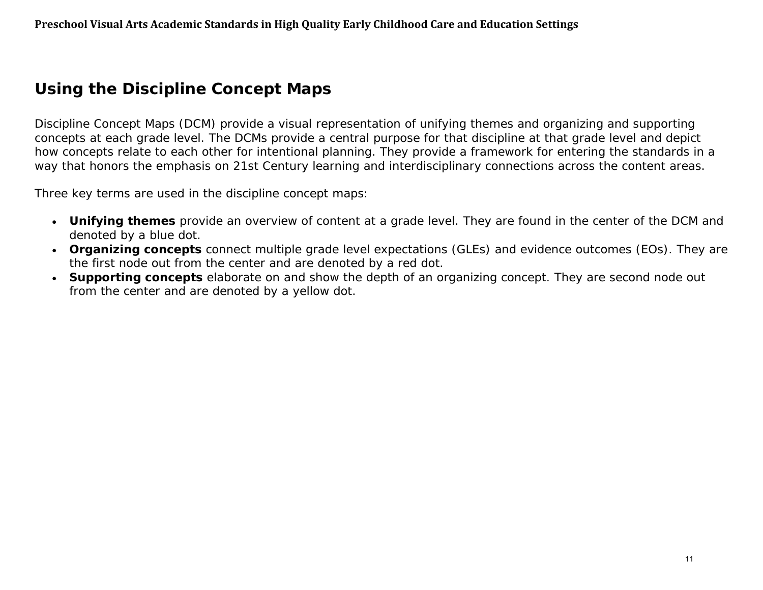## Using the Discipline Concept Maps

Discipline Concept Maps (DCM) provide a visual representation of unifying themes and organizing and supporting concepts at each grade level. The DCMs provide a central purpose for that discipline at that grade level and depict how concepts relate to each other for intentional planning. They provide a framework for entering the standards in a way that honors the emphasis on 21st Century learning and interdisciplinary connections across the content areas.

Three key terms are used in the discipline concept maps:

- **Unifying themes** provide an overview of content at a grade level. They are found in the center of the DCM and denoted by a blue dot.
- **Organizing concepts** connect multiple grade level expectations (GLEs) and evidence outcomes (EOs). They are the first node out from the center and are denoted by a red dot.
- **Supporting concepts** elaborate on and show the depth of an organizing concept. They are second node out from the center and are denoted by a yellow dot.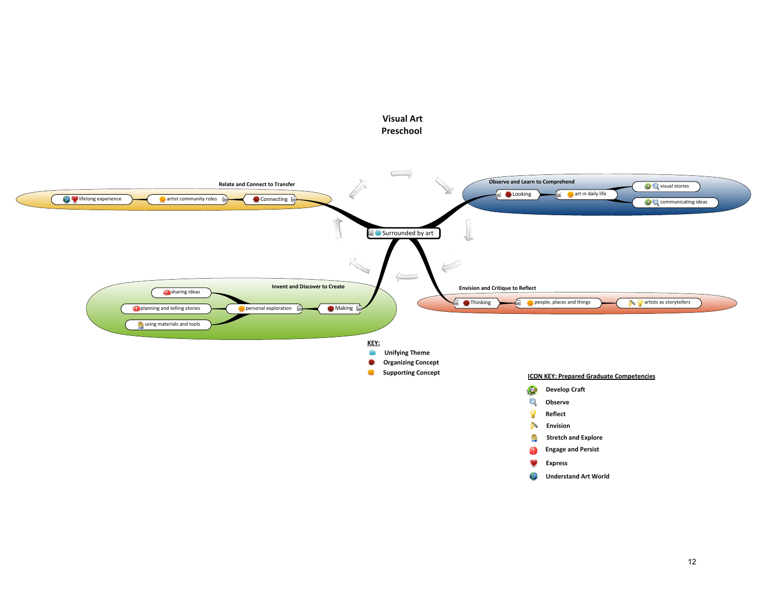# Visual Art
## Preschool

**Surrounded by art**

**Relate and Connect to Transfer**

- Connecting
  - artist community roles
    - lifelong experience

**Observe and Learn to Comprehend**

- Looking
  - art in daily life
    - visual stories
    - communicating ideas

**Invent and Discover to Create**

- Making
  - personal exploration
    - sharing Ideas
    - planning and telling stories
    - using materials and tools

**Envision and Critique to Reflect**

- Thinking
  - people, places and things
    - artists as storytellers

**KEY:**

- Unifying Theme
- Organizing Concept
- Supporting Concept

**ICON KEY: Prepared Graduate Competencies**

- Develop Craft
- Observe
- Reflect
- Envision
- Stretch and Explore
- Engage and Persist
- Express
- Understand Art World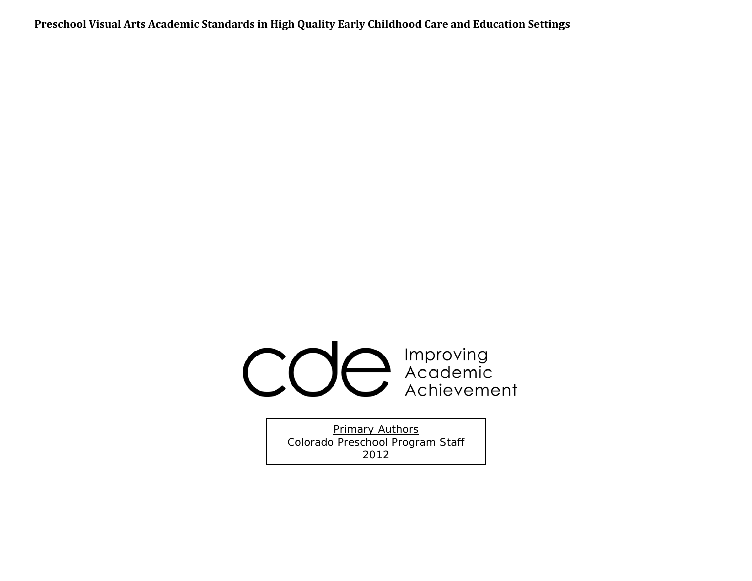Preschool Visual Arts Academic Standards in High Quality Early Childhood Care and Education Settings

cde Improving Academic Achievement

Primary Authors
Colorado Preschool Program Staff
2012